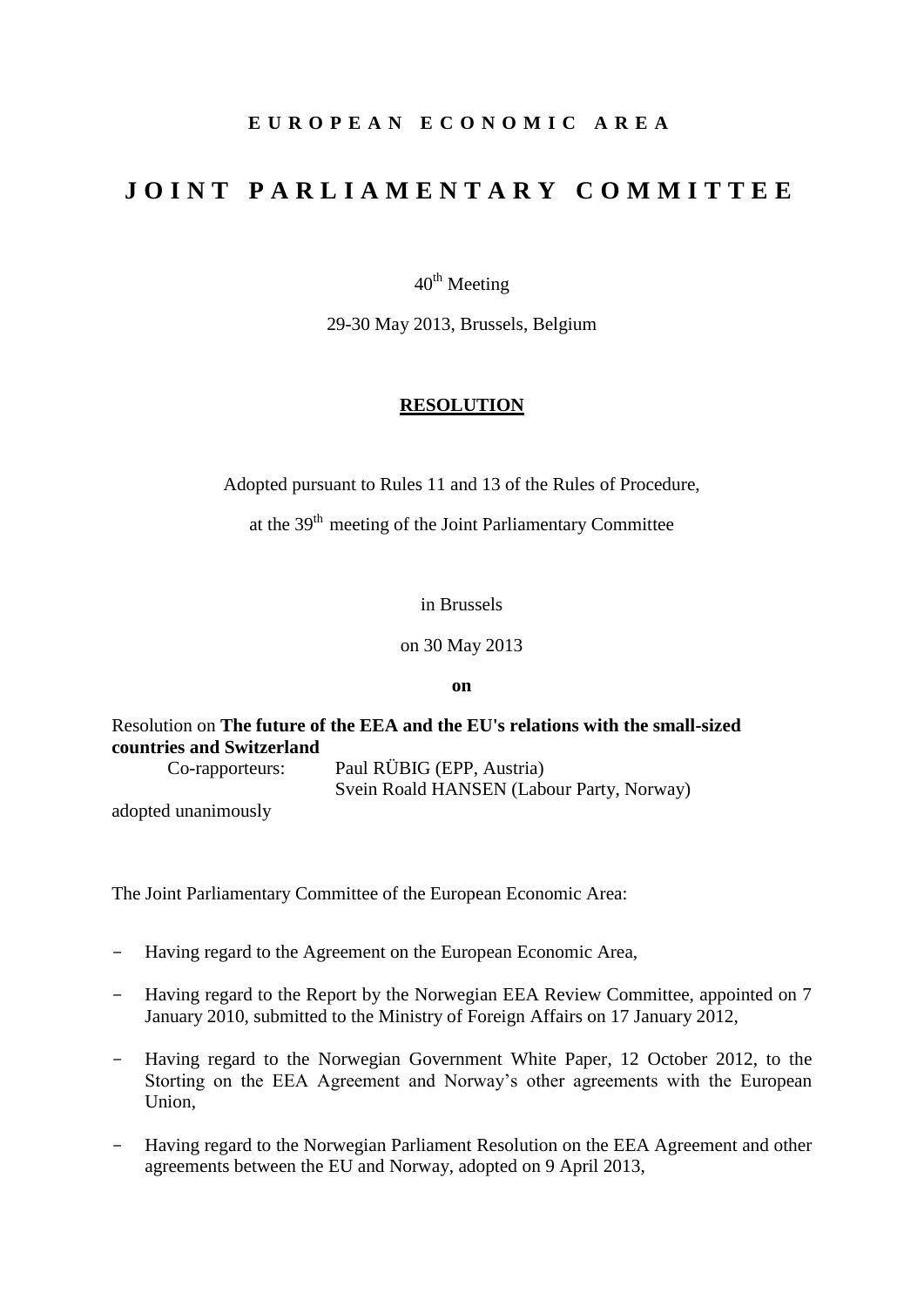# E U R O P E A N   E C O N O M I C   A R E A

# J O I N T   P A R L I A M E N T A R Y   C O M M I T T E E

40th Meeting

29-30 May 2013, Brussels, Belgium

## RESOLUTION

Adopted pursuant to Rules 11 and 13 of the Rules of Procedure,

at the 39th meeting of the Joint Parliamentary Committee

in Brussels

on 30 May 2013

**on**

Resolution on **The future of the EEA and the EU's relations with the small-sized countries and Switzerland**

Co-rapporteurs: Paul RÜBIG (EPP, Austria)
Svein Roald HANSEN (Labour Party, Norway)

adopted unanimously

The Joint Parliamentary Committee of the European Economic Area:

- Having regard to the Agreement on the European Economic Area,
- Having regard to the Report by the Norwegian EEA Review Committee, appointed on 7 January 2010, submitted to the Ministry of Foreign Affairs on 17 January 2012,
- Having regard to the Norwegian Government White Paper, 12 October 2012, to the Storting on the EEA Agreement and Norway's other agreements with the European Union,
- Having regard to the Norwegian Parliament Resolution on the EEA Agreement and other agreements between the EU and Norway, adopted on 9 April 2013,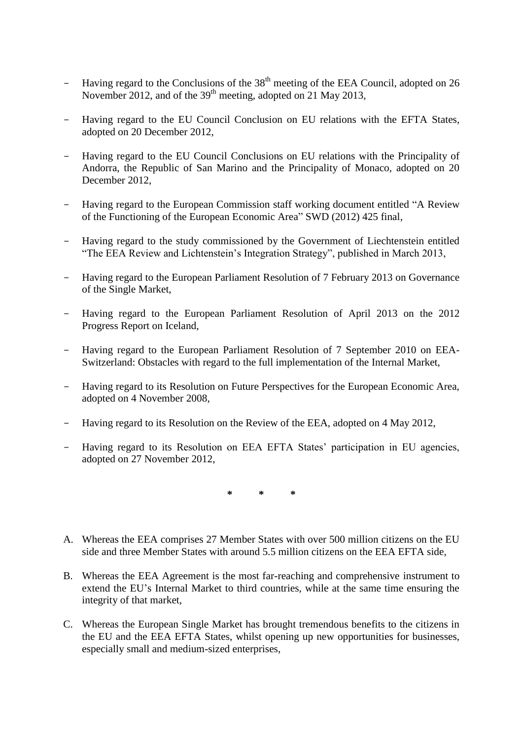- Having regard to the Conclusions of the 38th meeting of the EEA Council, adopted on 26 November 2012, and of the 39th meeting, adopted on 21 May 2013,

- Having regard to the EU Council Conclusion on EU relations with the EFTA States, adopted on 20 December 2012,

- Having regard to the EU Council Conclusions on EU relations with the Principality of Andorra, the Republic of San Marino and the Principality of Monaco, adopted on 20 December 2012,

- Having regard to the European Commission staff working document entitled "A Review of the Functioning of the European Economic Area" SWD (2012) 425 final,

- Having regard to the study commissioned by the Government of Liechtenstein entitled "The EEA Review and Lichtenstein's Integration Strategy", published in March 2013,

- Having regard to the European Parliament Resolution of 7 February 2013 on Governance of the Single Market,

- Having regard to the European Parliament Resolution of April 2013 on the 2012 Progress Report on Iceland,

- Having regard to the European Parliament Resolution of 7 September 2010 on EEA-Switzerland: Obstacles with regard to the full implementation of the Internal Market,

- Having regard to its Resolution on Future Perspectives for the European Economic Area, adopted on 4 November 2008,

- Having regard to its Resolution on the Review of the EEA, adopted on 4 May 2012,

- Having regard to its Resolution on EEA EFTA States' participation in EU agencies, adopted on 27 November 2012,

\* \* \*

A. Whereas the EEA comprises 27 Member States with over 500 million citizens on the EU side and three Member States with around 5.5 million citizens on the EEA EFTA side,

B. Whereas the EEA Agreement is the most far-reaching and comprehensive instrument to extend the EU's Internal Market to third countries, while at the same time ensuring the integrity of that market,

C. Whereas the European Single Market has brought tremendous benefits to the citizens in the EU and the EEA EFTA States, whilst opening up new opportunities for businesses, especially small and medium-sized enterprises,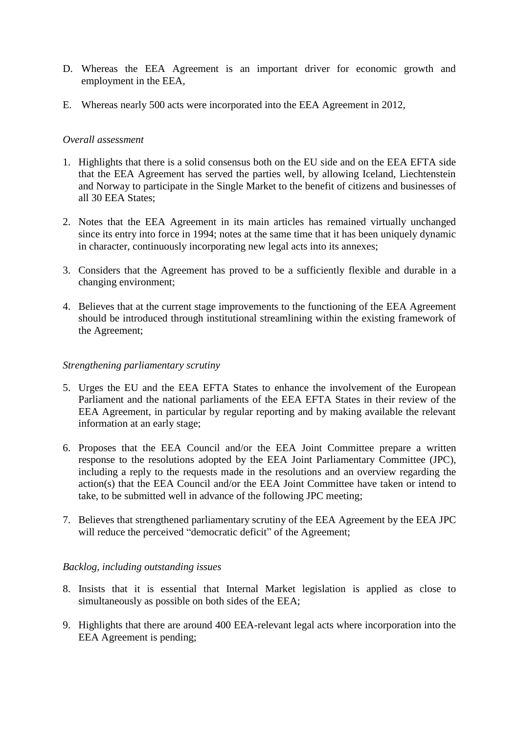D. Whereas the EEA Agreement is an important driver for economic growth and employment in the EEA,

E. Whereas nearly 500 acts were incorporated into the EEA Agreement in 2012,

*Overall assessment*

1. Highlights that there is a solid consensus both on the EU side and on the EEA EFTA side that the EEA Agreement has served the parties well, by allowing Iceland, Liechtenstein and Norway to participate in the Single Market to the benefit of citizens and businesses of all 30 EEA States;

2. Notes that the EEA Agreement in its main articles has remained virtually unchanged since its entry into force in 1994; notes at the same time that it has been uniquely dynamic in character, continuously incorporating new legal acts into its annexes;

3. Considers that the Agreement has proved to be a sufficiently flexible and durable in a changing environment;

4. Believes that at the current stage improvements to the functioning of the EEA Agreement should be introduced through institutional streamlining within the existing framework of the Agreement;

*Strengthening parliamentary scrutiny*

5. Urges the EU and the EEA EFTA States to enhance the involvement of the European Parliament and the national parliaments of the EEA EFTA States in their review of the EEA Agreement, in particular by regular reporting and by making available the relevant information at an early stage;

6. Proposes that the EEA Council and/or the EEA Joint Committee prepare a written response to the resolutions adopted by the EEA Joint Parliamentary Committee (JPC), including a reply to the requests made in the resolutions and an overview regarding the action(s) that the EEA Council and/or the EEA Joint Committee have taken or intend to take, to be submitted well in advance of the following JPC meeting;

7. Believes that strengthened parliamentary scrutiny of the EEA Agreement by the EEA JPC will reduce the perceived "democratic deficit" of the Agreement;

*Backlog, including outstanding issues*

8. Insists that it is essential that Internal Market legislation is applied as close to simultaneously as possible on both sides of the EEA;

9. Highlights that there are around 400 EEA-relevant legal acts where incorporation into the EEA Agreement is pending;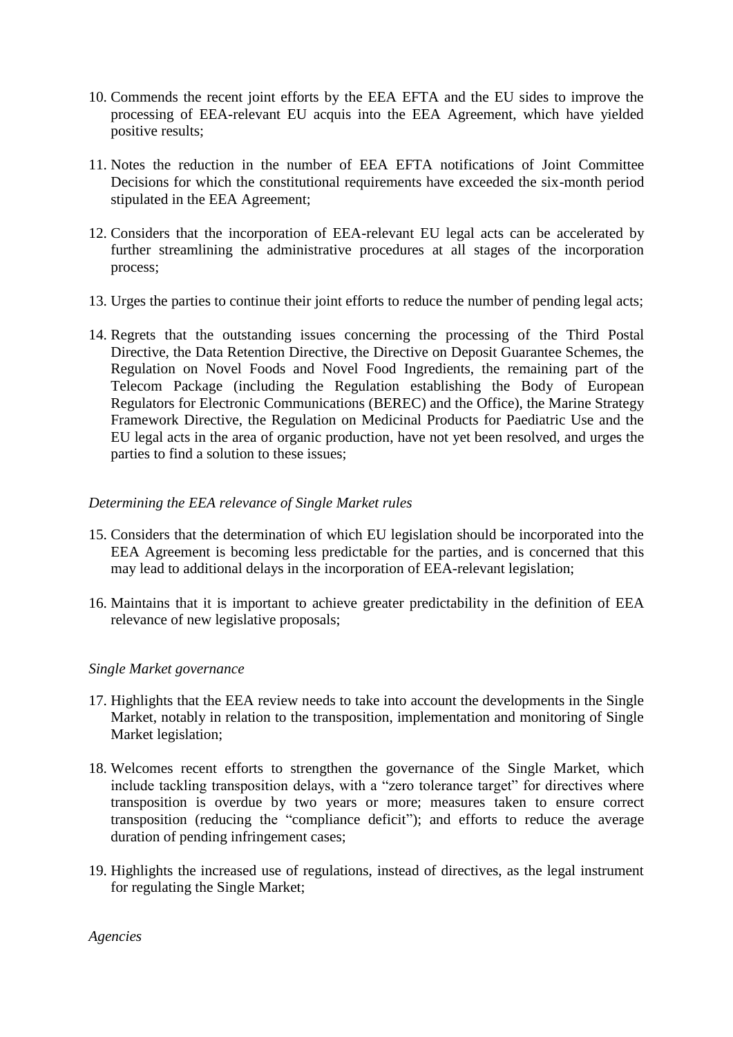10. Commends the recent joint efforts by the EEA EFTA and the EU sides to improve the processing of EEA-relevant EU acquis into the EEA Agreement, which have yielded positive results;

11. Notes the reduction in the number of EEA EFTA notifications of Joint Committee Decisions for which the constitutional requirements have exceeded the six-month period stipulated in the EEA Agreement;

12. Considers that the incorporation of EEA-relevant EU legal acts can be accelerated by further streamlining the administrative procedures at all stages of the incorporation process;

13. Urges the parties to continue their joint efforts to reduce the number of pending legal acts;

14. Regrets that the outstanding issues concerning the processing of the Third Postal Directive, the Data Retention Directive, the Directive on Deposit Guarantee Schemes, the Regulation on Novel Foods and Novel Food Ingredients, the remaining part of the Telecom Package (including the Regulation establishing the Body of European Regulators for Electronic Communications (BEREC) and the Office), the Marine Strategy Framework Directive, the Regulation on Medicinal Products for Paediatric Use and the EU legal acts in the area of organic production, have not yet been resolved, and urges the parties to find a solution to these issues;

*Determining the EEA relevance of Single Market rules*

15. Considers that the determination of which EU legislation should be incorporated into the EEA Agreement is becoming less predictable for the parties, and is concerned that this may lead to additional delays in the incorporation of EEA-relevant legislation;

16. Maintains that it is important to achieve greater predictability in the definition of EEA relevance of new legislative proposals;

*Single Market governance*

17. Highlights that the EEA review needs to take into account the developments in the Single Market, notably in relation to the transposition, implementation and monitoring of Single Market legislation;

18. Welcomes recent efforts to strengthen the governance of the Single Market, which include tackling transposition delays, with a "zero tolerance target" for directives where transposition is overdue by two years or more; measures taken to ensure correct transposition (reducing the "compliance deficit"); and efforts to reduce the average duration of pending infringement cases;

19. Highlights the increased use of regulations, instead of directives, as the legal instrument for regulating the Single Market;

*Agencies*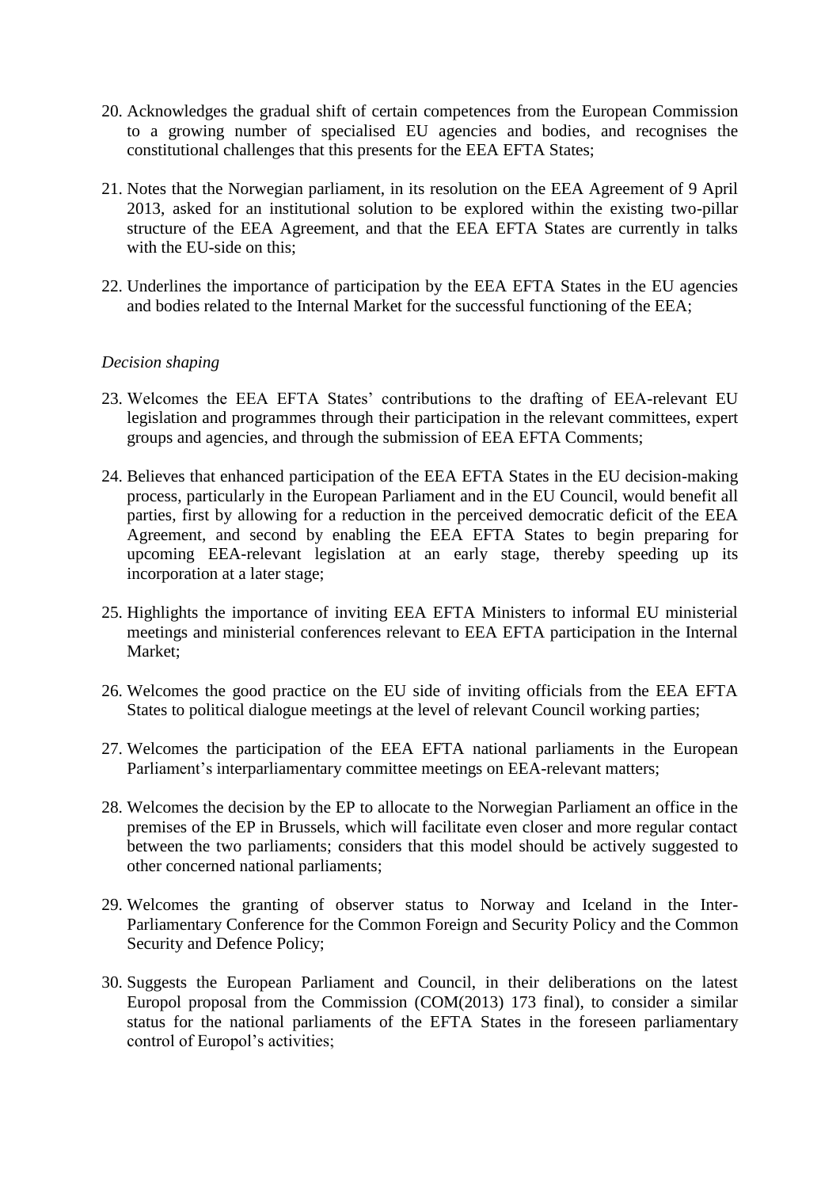20. Acknowledges the gradual shift of certain competences from the European Commission to a growing number of specialised EU agencies and bodies, and recognises the constitutional challenges that this presents for the EEA EFTA States;

21. Notes that the Norwegian parliament, in its resolution on the EEA Agreement of 9 April 2013, asked for an institutional solution to be explored within the existing two-pillar structure of the EEA Agreement, and that the EEA EFTA States are currently in talks with the EU-side on this;

22. Underlines the importance of participation by the EEA EFTA States in the EU agencies and bodies related to the Internal Market for the successful functioning of the EEA;

*Decision shaping*

23. Welcomes the EEA EFTA States' contributions to the drafting of EEA-relevant EU legislation and programmes through their participation in the relevant committees, expert groups and agencies, and through the submission of EEA EFTA Comments;

24. Believes that enhanced participation of the EEA EFTA States in the EU decision-making process, particularly in the European Parliament and in the EU Council, would benefit all parties, first by allowing for a reduction in the perceived democratic deficit of the EEA Agreement, and second by enabling the EEA EFTA States to begin preparing for upcoming EEA-relevant legislation at an early stage, thereby speeding up its incorporation at a later stage;

25. Highlights the importance of inviting EEA EFTA Ministers to informal EU ministerial meetings and ministerial conferences relevant to EEA EFTA participation in the Internal Market;

26. Welcomes the good practice on the EU side of inviting officials from the EEA EFTA States to political dialogue meetings at the level of relevant Council working parties;

27. Welcomes the participation of the EEA EFTA national parliaments in the European Parliament's interparliamentary committee meetings on EEA-relevant matters;

28. Welcomes the decision by the EP to allocate to the Norwegian Parliament an office in the premises of the EP in Brussels, which will facilitate even closer and more regular contact between the two parliaments; considers that this model should be actively suggested to other concerned national parliaments;

29. Welcomes the granting of observer status to Norway and Iceland in the Inter-Parliamentary Conference for the Common Foreign and Security Policy and the Common Security and Defence Policy;

30. Suggests the European Parliament and Council, in their deliberations on the latest Europol proposal from the Commission (COM(2013) 173 final), to consider a similar status for the national parliaments of the EFTA States in the foreseen parliamentary control of Europol's activities;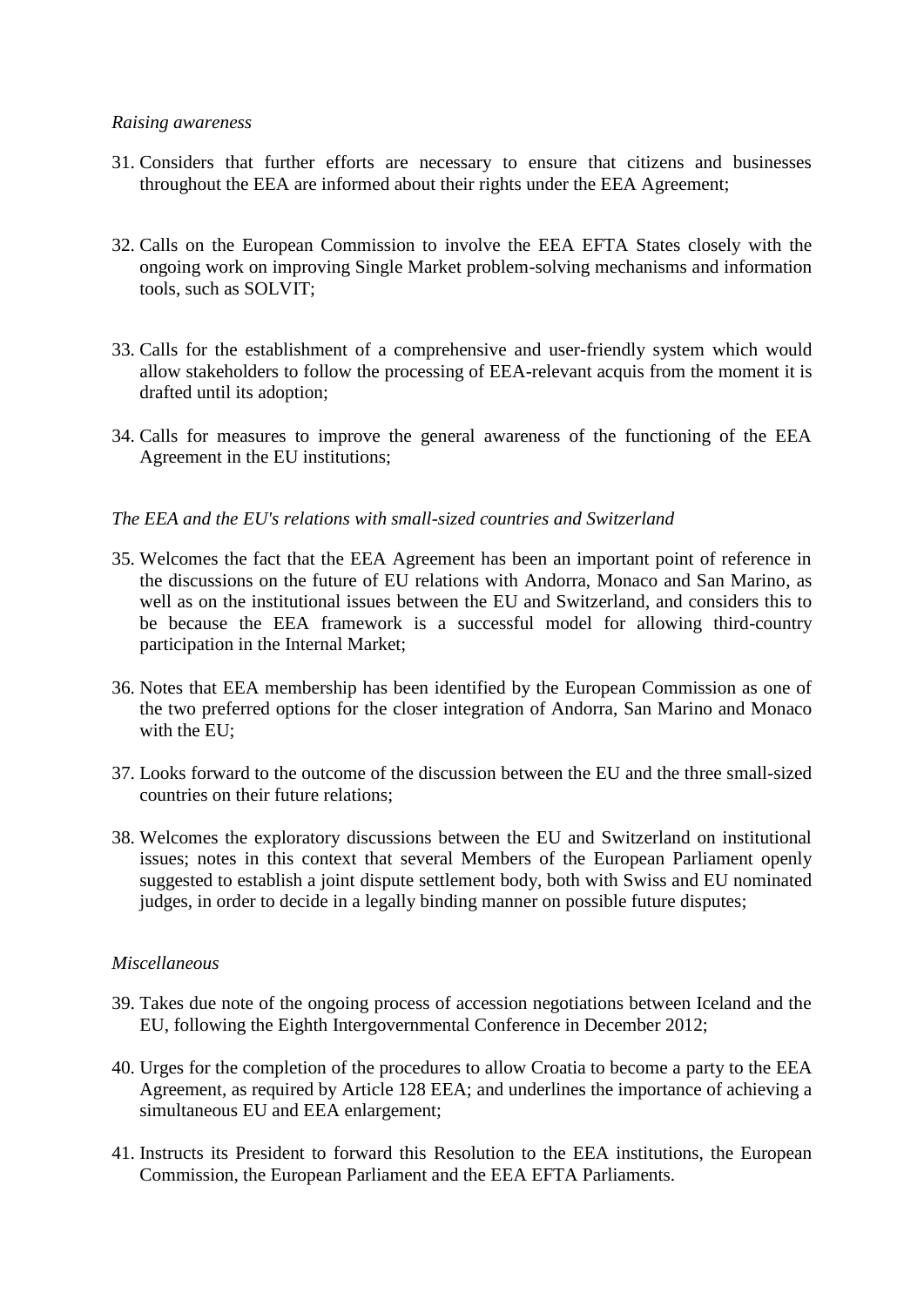*Raising awareness*

31. Considers that further efforts are necessary to ensure that citizens and businesses throughout the EEA are informed about their rights under the EEA Agreement;

32. Calls on the European Commission to involve the EEA EFTA States closely with the ongoing work on improving Single Market problem-solving mechanisms and information tools, such as SOLVIT;

33. Calls for the establishment of a comprehensive and user-friendly system which would allow stakeholders to follow the processing of EEA-relevant acquis from the moment it is drafted until its adoption;

34. Calls for measures to improve the general awareness of the functioning of the EEA Agreement in the EU institutions;

*The EEA and the EU's relations with small-sized countries and Switzerland*

35. Welcomes the fact that the EEA Agreement has been an important point of reference in the discussions on the future of EU relations with Andorra, Monaco and San Marino, as well as on the institutional issues between the EU and Switzerland, and considers this to be because the EEA framework is a successful model for allowing third-country participation in the Internal Market;

36. Notes that EEA membership has been identified by the European Commission as one of the two preferred options for the closer integration of Andorra, San Marino and Monaco with the EU;

37. Looks forward to the outcome of the discussion between the EU and the three small-sized countries on their future relations;

38. Welcomes the exploratory discussions between the EU and Switzerland on institutional issues; notes in this context that several Members of the European Parliament openly suggested to establish a joint dispute settlement body, both with Swiss and EU nominated judges, in order to decide in a legally binding manner on possible future disputes;

*Miscellaneous*

39. Takes due note of the ongoing process of accession negotiations between Iceland and the EU, following the Eighth Intergovernmental Conference in December 2012;

40. Urges for the completion of the procedures to allow Croatia to become a party to the EEA Agreement, as required by Article 128 EEA; and underlines the importance of achieving a simultaneous EU and EEA enlargement;

41. Instructs its President to forward this Resolution to the EEA institutions, the European Commission, the European Parliament and the EEA EFTA Parliaments.